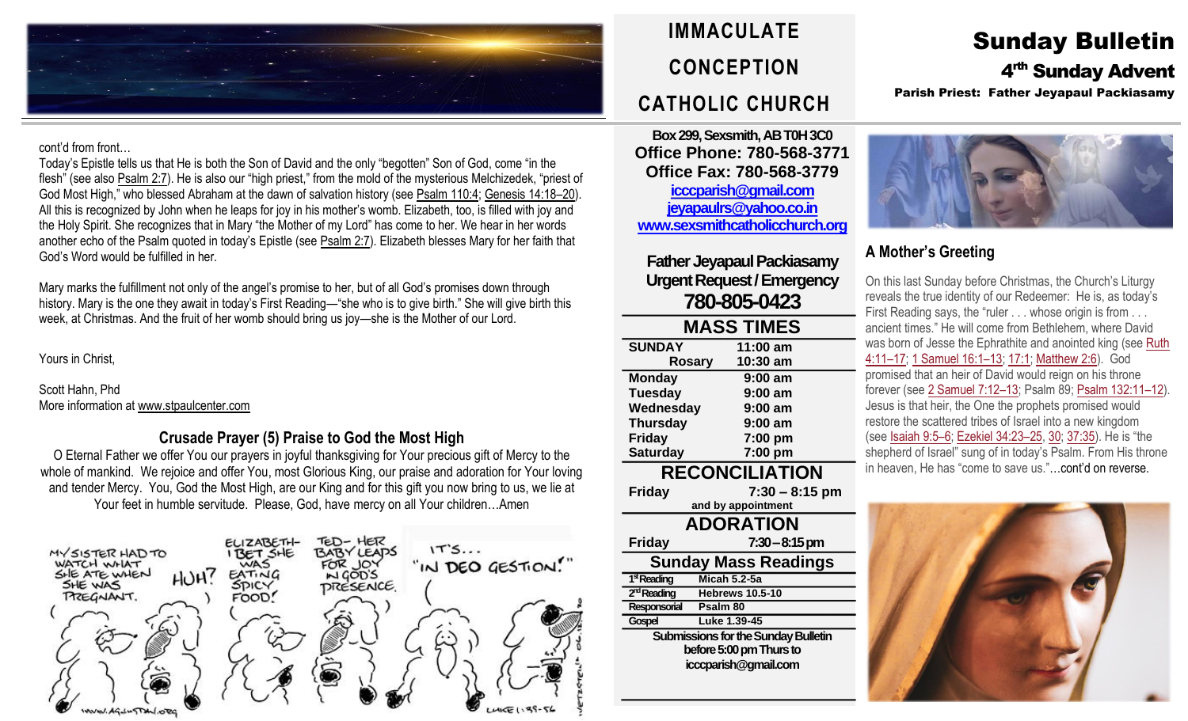# IMMACULATE CONCEPTION CATHOLIC CHURCH

# Sunday Bulletin

## 4[rth] Sunday Advent

**Parish Priest: Father Jeyapaul Packiasamy**

cont'd from front…

Today's Epistle tells us that He is both the Son of David and the only "begotten" Son of God, come "in the flesh" (see also Psalm 2:7). He is also our "high priest," from the mold of the mysterious Melchizedek, "priest of God Most High," who blessed Abraham at the dawn of salvation history (see Psalm 110:4; Genesis 14:18–20). All this is recognized by John when he leaps for joy in his mother's womb. Elizabeth, too, is filled with joy and the Holy Spirit. She recognizes that in Mary "the Mother of my Lord" has come to her. We hear in her words another echo of the Psalm quoted in today's Epistle (see Psalm 2:7). Elizabeth blesses Mary for her faith that God's Word would be fulfilled in her.

Mary marks the fulfillment not only of the angel's promise to her, but of all God's promises down through history. Mary is the one they await in today's First Reading—"she who is to give birth." She will give birth this week, at Christmas. And the fruit of her womb should bring us joy—she is the Mother of our Lord.

Yours in Christ,

Scott Hahn, Phd
More information at www.stpaulcenter.com

### Crusade Prayer (5) Praise to God the Most High

O Eternal Father we offer You our prayers in joyful thanksgiving for Your precious gift of Mercy to the whole of mankind. We rejoice and offer You, most Glorious King, our praise and adoration for Your loving and tender Mercy. You, God the Most High, are our King and for this gift you now bring to us, we lie at Your feet in humble servitude. Please, God, have mercy on all Your children…Amen

**Box 299, Sexsmith, AB T0H 3C0**
**Office Phone: 780-568-3771**
**Office Fax: 780-568-3779**
icccparish@gmail.com
jeyapaulrs@yahoo.co.in
www.sexsmithcatholicchurch.org

**Father Jeyapaul Packiasamy**
**Urgent Request / Emergency**
**780-805-0423**

## MASS TIMES

| | |
|---|---|
| **SUNDAY** | **11:00 am** |
| **Rosary** | **10:30 am** |
| **Monday** | **9:00 am** |
| **Tuesday** | **9:00 am** |
| **Wednesday** | **9:00 am** |
| **Thursday** | **9:00 am** |
| **Friday** | **7:00 pm** |
| **Saturday** | **7:00 pm** |

## RECONCILIATION

**Friday** **7:30 – 8:15 pm**
and by appointment

## ADORATION

**Friday** **7:30 – 8:15 pm**

## Sunday Mass Readings

| | |
|---|---|
| 1[st] Reading | Micah 5.2-5a |
| 2[nd] Reading | Hebrews 10.5-10 |
| Responsorial | Psalm 80 |
| Gospel | Luke 1.39-45 |

**Submissions for the Sunday Bulletin before 5:00 pm Thurs to icccparish@gmail.com**

### A Mother's Greeting

On this last Sunday before Christmas, the Church's Liturgy reveals the true identity of our Redeemer: He is, as today's First Reading says, the "ruler . . . whose origin is from . . . ancient times." He will come from Bethlehem, where David was born of Jesse the Ephrathite and anointed king (see Ruth 4:11–17; 1 Samuel 16:1–13; 17:1; Matthew 2:6). God promised that an heir of David would reign on his throne forever (see 2 Samuel 7:12–13; Psalm 89; Psalm 132:11–12). Jesus is that heir, the One the prophets promised would restore the scattered tribes of Israel into a new kingdom (see Isaiah 9:5–6; Ezekiel 34:23–25, 30; 37:35). He is "the shepherd of Israel" sung of in today's Psalm. From His throne in heaven, He has "come to save us."…cont'd on reverse.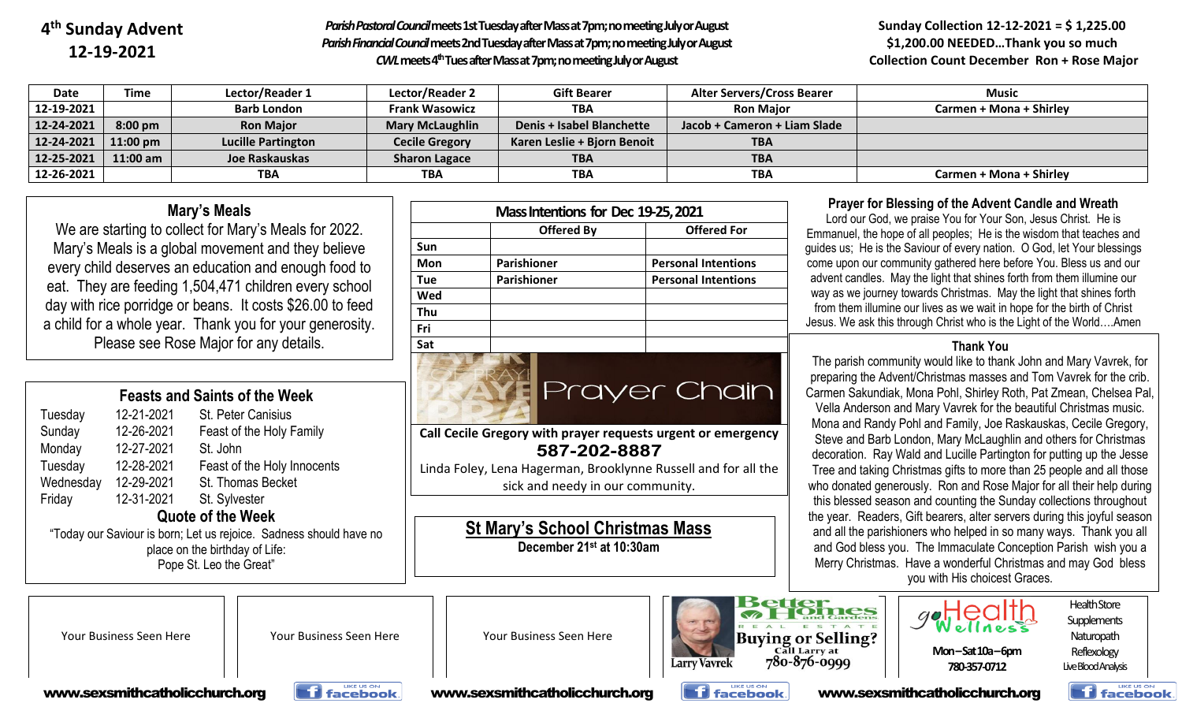# 4th Sunday Advent
## 12-19-2021

***Parish Pastoral Council*** **meets 1st Tuesday after Mass at 7pm; no meeting July or August**
***Parish Financial Council*** **meets 2nd Tuesday after Mass at 7pm; no meeting July or August**
***CWL*** **meets 4th Tues after Mass at 7pm; no meeting July or August**

**Sunday Collection 12-12-2021 = $ 1,225.00**
**$1,200.00 NEEDED…Thank you so much**
**Collection Count December Ron + Rose Major**

| Date | Time | Lector/Reader 1 | Lector/Reader 2 | Gift Bearer | Alter Servers/Cross Bearer | Music |
|---|---|---|---|---|---|---|
| 12-19-2021 | | Barb London | Frank Wasowicz | TBA | Ron Major | Carmen + Mona + Shirley |
| 12-24-2021 | 8:00 pm | Ron Major | Mary McLaughlin | Denis + Isabel Blanchette | Jacob + Cameron + Liam Slade | |
| 12-24-2021 | 11:00 pm | Lucille Partington | Cecile Gregory | Karen Leslie + Bjorn Benoit | TBA | |
| 12-25-2021 | 11:00 am | Joe Raskauskas | Sharon Lagace | TBA | TBA | |
| 12-26-2021 | | TBA | TBA | TBA | TBA | Carmen + Mona + Shirley |

### Mary's Meals

We are starting to collect for Mary's Meals for 2022. Mary's Meals is a global movement and they believe every child deserves an education and enough food to eat. They are feeding 1,504,471 children every school day with rice porridge or beans. It costs $26.00 to feed a child for a whole year. Thank you for your generosity. Please see Rose Major for any details.

### Feasts and Saints of the Week

| | | |
|---|---|---|
| Tuesday | 12-21-2021 | St. Peter Canisius |
| Sunday | 12-26-2021 | Feast of the Holy Family |
| Monday | 12-27-2021 | St. John |
| Tuesday | 12-28-2021 | Feast of the Holy Innocents |
| Wednesday | 12-29-2021 | St. Thomas Becket |
| Friday | 12-31-2021 | St. Sylvester |

### Quote of the Week

"Today our Saviour is born; Let us rejoice. Sadness should have no place on the birthday of Life:
Pope St. Leo the Great"

### Mass Intentions for Dec 19-25, 2021

| | Offered By | Offered For |
|---|---|---|
| Sun | | |
| Mon | Parishioner | Personal Intentions |
| Tue | Parishioner | Personal Intentions |
| Wed | | |
| Thu | | |
| Fri | | |
| Sat | | |

### Prayer Chain

**Call Cecile Gregory with prayer requests urgent or emergency**
**587-202-8887**

Linda Foley, Lena Hageman, Brooklynne Russell and for all the sick and needy in our community.

### St Mary's School Christmas Mass

**December 21st at 10:30am**

### Prayer for Blessing of the Advent Candle and Wreath

Lord our God, we praise You for Your Son, Jesus Christ. He is Emmanuel, the hope of all peoples; He is the wisdom that teaches and guides us; He is the Saviour of every nation. O God, let Your blessings come upon our community gathered here before You. Bless us and our advent candles. May the light that shines forth from them illumine our way as we journey towards Christmas. May the light that shines forth from them illumine our lives as we wait in hope for the birth of Christ Jesus. We ask this through Christ who is the Light of the World….Amen

### Thank You

The parish community would like to thank John and Mary Vavrek, for preparing the Advent/Christmas masses and Tom Vavrek for the crib. Carmen Sakundiak, Mona Pohl, Shirley Roth, Pat Zmean, Chelsea Pal, Vella Anderson and Mary Vavrek for the beautiful Christmas music. Mona and Randy Pohl and Family, Joe Raskauskas, Cecile Gregory, Steve and Barb London, Mary McLaughlin and others for Christmas decoration. Ray Wald and Lucille Partington for putting up the Jesse Tree and taking Christmas gifts to more than 25 people and all those who donated generously. Ron and Rose Major for all their help during this blessed season and counting the Sunday collections throughout the year. Readers, Gift bearers, alter servers during this joyful season and all the parishioners who helped in so many ways. Thank you all and God bless you. The Immaculate Conception Parish wish you a Merry Christmas. Have a wonderful Christmas and may God bless you with His choicest Graces.

Your Business Seen Here

Your Business Seen Here

Your Business Seen Here

Better Homes and Gardens Real Estate
Buying or Selling?
Call Larry at 780-876-0999
Larry Vavrek

goHealth Wellness
Mon – Sat 10a – 6pm
780-357-0712
Health Store
Supplements
Naturopath
Reflexology
Live Blood Analysis

www.sexsmithcatholicchurch.org